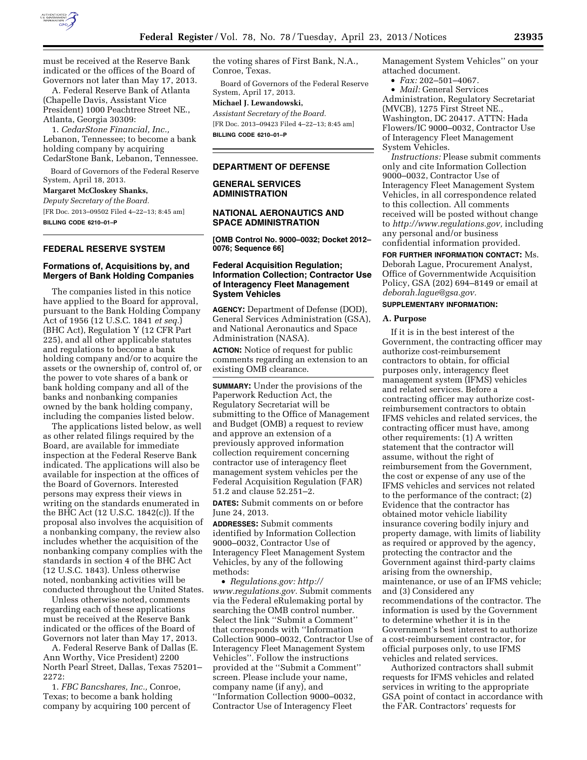must be received at the Reserve Bank indicated or the offices of the Board of Governors not later than May 17, 2013.

A. Federal Reserve Bank of Atlanta (Chapelle Davis, Assistant Vice President) 1000 Peachtree Street NE., Atlanta, Georgia 30309:

1. *CedarStone Financial, Inc.,* Lebanon, Tennessee; to become a bank holding company by acquiring CedarStone Bank, Lebanon, Tennessee.

Board of Governors of the Federal Reserve System, April 18, 2013.

**Margaret McCloskey Shanks,**

*Deputy Secretary of the Board.*

[FR Doc. 2013–09502 Filed 4–22–13; 8:45 am]

**BILLING CODE 6210–01–P**

## FEDERAL RESERVE SYSTEM

### Formations of, Acquisitions by, and Mergers of Bank Holding Companies

The companies listed in this notice have applied to the Board for approval, pursuant to the Bank Holding Company Act of 1956 (12 U.S.C. 1841 *et seq.*) (BHC Act), Regulation Y (12 CFR Part 225), and all other applicable statutes and regulations to become a bank holding company and/or to acquire the assets or the ownership of, control of, or the power to vote shares of a bank or bank holding company and all of the banks and nonbanking companies owned by the bank holding company, including the companies listed below.

The applications listed below, as well as other related filings required by the Board, are available for immediate inspection at the Federal Reserve Bank indicated. The applications will also be available for inspection at the offices of the Board of Governors. Interested persons may express their views in writing on the standards enumerated in the BHC Act (12 U.S.C. 1842(c)). If the proposal also involves the acquisition of a nonbanking company, the review also includes whether the acquisition of the nonbanking company complies with the standards in section 4 of the BHC Act (12 U.S.C. 1843). Unless otherwise noted, nonbanking activities will be conducted throughout the United States.

Unless otherwise noted, comments regarding each of these applications must be received at the Reserve Bank indicated or the offices of the Board of Governors not later than May 17, 2013.

A. Federal Reserve Bank of Dallas (E. Ann Worthy, Vice President) 2200 North Pearl Street, Dallas, Texas 75201–2272:

1. *FBC Bancshares, Inc.,* Conroe, Texas; to become a bank holding company by acquiring 100 percent of the voting shares of First Bank, N.A., Conroe, Texas.

Board of Governors of the Federal Reserve System, April 17, 2013.

**Michael J. Lewandowski,**

*Assistant Secretary of the Board.*

[FR Doc. 2013–09423 Filed 4–22–13; 8:45 am]

**BILLING CODE 6210–01–P**

## DEPARTMENT OF DEFENSE

## GENERAL SERVICES ADMINISTRATION

## NATIONAL AERONAUTICS AND SPACE ADMINISTRATION

**[OMB Control No. 9000–0032; Docket 2012–0076; Sequence 66]**

### Federal Acquisition Regulation; Information Collection; Contractor Use of Interagency Fleet Management System Vehicles

**AGENCY:** Department of Defense (DOD), General Services Administration (GSA), and National Aeronautics and Space Administration (NASA).

**ACTION:** Notice of request for public comments regarding an extension to an existing OMB clearance.

**SUMMARY:** Under the provisions of the Paperwork Reduction Act, the Regulatory Secretariat will be submitting to the Office of Management and Budget (OMB) a request to review and approve an extension of a previously approved information collection requirement concerning contractor use of interagency fleet management system vehicles per the Federal Acquisition Regulation (FAR) 51.2 and clause 52.251–2.

**DATES:** Submit comments on or before June 24, 2013.

**ADDRESSES:** Submit comments identified by Information Collection 9000–0032, Contractor Use of Interagency Fleet Management System Vehicles, by any of the following methods:

- *Regulations.gov: http://www.regulations.gov.* Submit comments via the Federal eRulemaking portal by searching the OMB control number. Select the link "Submit a Comment" that corresponds with "Information Collection 9000–0032, Contractor Use of Interagency Fleet Management System Vehicles". Follow the instructions provided at the "Submit a Comment" screen. Please include your name, company name (if any), and "Information Collection 9000–0032, Contractor Use of Interagency Fleet Management System Vehicles" on your attached document.
- *Fax:* 202–501–4067.
- *Mail:* General Services Administration, Regulatory Secretariat (MVCB), 1275 First Street NE., Washington, DC 20417. ATTN: Hada Flowers/IC 9000–0032, Contractor Use of Interagency Fleet Management System Vehicles.

*Instructions:* Please submit comments only and cite Information Collection 9000–0032, Contractor Use of Interagency Fleet Management System Vehicles, in all correspondence related to this collection. All comments received will be posted without change to *http://www.regulations.gov,* including any personal and/or business confidential information provided.

**FOR FURTHER INFORMATION CONTACT:** Ms. Deborah Lague, Procurement Analyst, Office of Governmentwide Acquisition Policy, GSA (202) 694–8149 or email at *deborah.lague@gsa.gov.*

**SUPPLEMENTARY INFORMATION:**

**A. Purpose**

If it is in the best interest of the Government, the contracting officer may authorize cost-reimbursement contractors to obtain, for official purposes only, interagency fleet management system (IFMS) vehicles and related services. Before a contracting officer may authorize cost-reimbursement contractors to obtain IFMS vehicles and related services, the contracting officer must have, among other requirements: (1) A written statement that the contractor will assume, without the right of reimbursement from the Government, the cost or expense of any use of the IFMS vehicles and services not related to the performance of the contract; (2) Evidence that the contractor has obtained motor vehicle liability insurance covering bodily injury and property damage, with limits of liability as required or approved by the agency, protecting the contractor and the Government against third-party claims arising from the ownership, maintenance, or use of an IFMS vehicle; and (3) Considered any recommendations of the contractor. The information is used by the Government to determine whether it is in the Government's best interest to authorize a cost-reimbursement contractor, for official purposes only, to use IFMS vehicles and related services.

Authorized contractors shall submit requests for IFMS vehicles and related services in writing to the appropriate GSA point of contact in accordance with the FAR. Contractors' requests for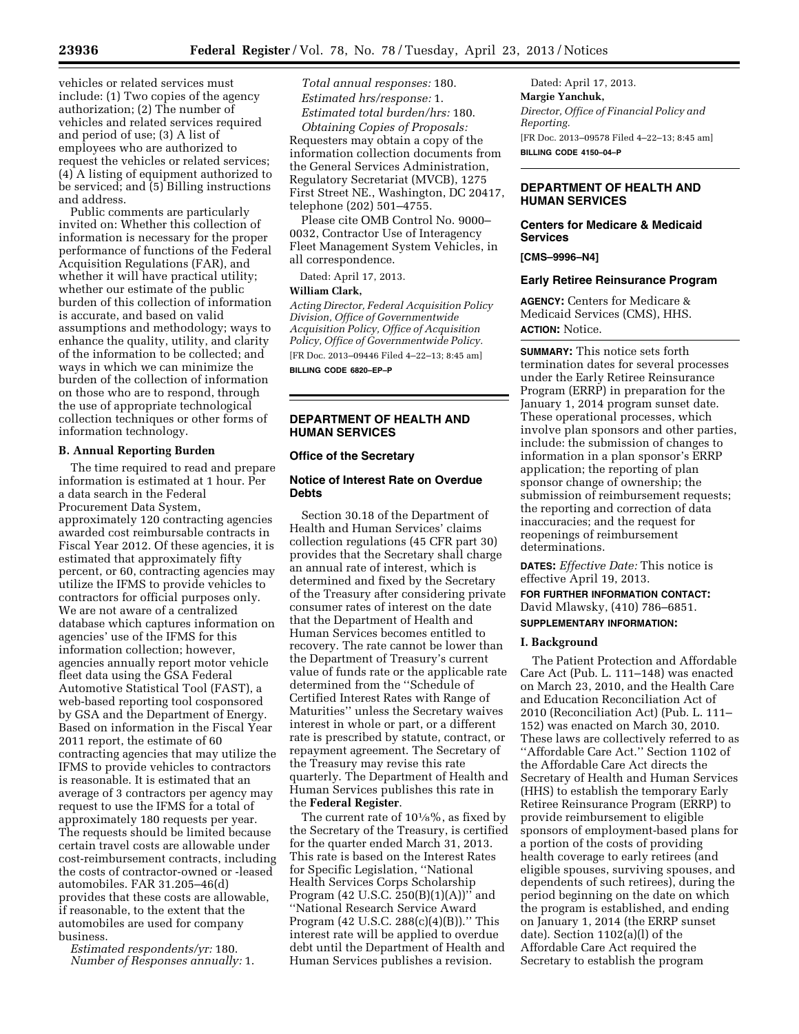vehicles or related services must include: (1) Two copies of the agency authorization; (2) The number of vehicles and related services required and period of use; (3) A list of employees who are authorized to request the vehicles or related services; (4) A listing of equipment authorized to be serviced; and (5) Billing instructions and address.

Public comments are particularly invited on: Whether this collection of information is necessary for the proper performance of functions of the Federal Acquisition Regulations (FAR), and whether it will have practical utility; whether our estimate of the public burden of this collection of information is accurate, and based on valid assumptions and methodology; ways to enhance the quality, utility, and clarity of the information to be collected; and ways in which we can minimize the burden of the collection of information on those who are to respond, through the use of appropriate technological collection techniques or other forms of information technology.

### B. Annual Reporting Burden

The time required to read and prepare information is estimated at 1 hour. Per a data search in the Federal Procurement Data System, approximately 120 contracting agencies awarded cost reimbursable contracts in Fiscal Year 2012. Of these agencies, it is estimated that approximately fifty percent, or 60, contracting agencies may utilize the IFMS to provide vehicles to contractors for official purposes only. We are not aware of a centralized database which captures information on agencies' use of the IFMS for this information collection; however, agencies annually report motor vehicle fleet data using the GSA Federal Automotive Statistical Tool (FAST), a web-based reporting tool cosponsored by GSA and the Department of Energy. Based on information in the Fiscal Year 2011 report, the estimate of 60 contracting agencies that may utilize the IFMS to provide vehicles to contractors is reasonable. It is estimated that an average of 3 contractors per agency may request to use the IFMS for a total of approximately 180 requests per year. The requests should be limited because certain travel costs are allowable under cost-reimbursement contracts, including the costs of contractor-owned or -leased automobiles. FAR 31.205–46(d) provides that these costs are allowable, if reasonable, to the extent that the automobiles are used for company business.

*Estimated respondents/yr:* 180.
*Number of Responses annually:* 1.
*Total annual responses:* 180.
*Estimated hrs/response:* 1.
*Estimated total burden/hrs:* 180.

*Obtaining Copies of Proposals:* Requesters may obtain a copy of the information collection documents from the General Services Administration, Regulatory Secretariat (MVCB), 1275 First Street NE., Washington, DC 20417, telephone (202) 501–4755.

Please cite OMB Control No. 9000–0032, Contractor Use of Interagency Fleet Management System Vehicles, in all correspondence.

Dated: April 17, 2013.

**William Clark,**

*Acting Director, Federal Acquisition Policy Division, Office of Governmentwide Acquisition Policy, Office of Acquisition Policy, Office of Governmentwide Policy.*

[FR Doc. 2013–09446 Filed 4–22–13; 8:45 am]

**BILLING CODE 6820–EP–P**

## DEPARTMENT OF HEALTH AND HUMAN SERVICES

### Office of the Secretary

### Notice of Interest Rate on Overdue Debts

Section 30.18 of the Department of Health and Human Services' claims collection regulations (45 CFR part 30) provides that the Secretary shall charge an annual rate of interest, which is determined and fixed by the Secretary of the Treasury after considering private consumer rates of interest on the date that the Department of Health and Human Services becomes entitled to recovery. The rate cannot be lower than the Department of Treasury's current value of funds rate or the applicable rate determined from the "Schedule of Certified Interest Rates with Range of Maturities" unless the Secretary waives interest in whole or part, or a different rate is prescribed by statute, contract, or repayment agreement. The Secretary of the Treasury may revise this rate quarterly. The Department of Health and Human Services publishes this rate in the **Federal Register**.

The current rate of 10⅛%, as fixed by the Secretary of the Treasury, is certified for the quarter ended March 31, 2013. This rate is based on the Interest Rates for Specific Legislation, "National Health Services Corps Scholarship Program (42 U.S.C. 250(B)(1)(A))" and "National Research Service Award Program (42 U.S.C. 288(c)(4)(B))." This interest rate will be applied to overdue debt until the Department of Health and Human Services publishes a revision.

Dated: April 17, 2013.

**Margie Yanchuk,**

*Director, Office of Financial Policy and Reporting.*

[FR Doc. 2013–09578 Filed 4–22–13; 8:45 am]

**BILLING CODE 4150–04–P**

## DEPARTMENT OF HEALTH AND HUMAN SERVICES

### Centers for Medicare & Medicaid Services

**[CMS–9996–N4]**

### Early Retiree Reinsurance Program

**AGENCY:** Centers for Medicare & Medicaid Services (CMS), HHS.

**ACTION:** Notice.

**SUMMARY:** This notice sets forth termination dates for several processes under the Early Retiree Reinsurance Program (ERRP) in preparation for the January 1, 2014 program sunset date. These operational processes, which involve plan sponsors and other parties, include: the submission of changes to information in a plan sponsor's ERRP application; the reporting of plan sponsor change of ownership; the submission of reimbursement requests; the reporting and correction of data inaccuracies; and the request for reopenings of reimbursement determinations.

**DATES:** *Effective Date:* This notice is effective April 19, 2013.

**FOR FURTHER INFORMATION CONTACT:** David Mlawsky, (410) 786–6851.

**SUPPLEMENTARY INFORMATION:**

### I. Background

The Patient Protection and Affordable Care Act (Pub. L. 111–148) was enacted on March 23, 2010, and the Health Care and Education Reconciliation Act of 2010 (Reconciliation Act) (Pub. L. 111–152) was enacted on March 30, 2010. These laws are collectively referred to as "Affordable Care Act." Section 1102 of the Affordable Care Act directs the Secretary of Health and Human Services (HHS) to establish the temporary Early Retiree Reinsurance Program (ERRP) to provide reimbursement to eligible sponsors of employment-based plans for a portion of the costs of providing health coverage to early retirees (and eligible spouses, surviving spouses, and dependents of such retirees), during the period beginning on the date on which the program is established, and ending on January 1, 2014 (the ERRP sunset date). Section 1102(a)(l) of the Affordable Care Act required the Secretary to establish the program